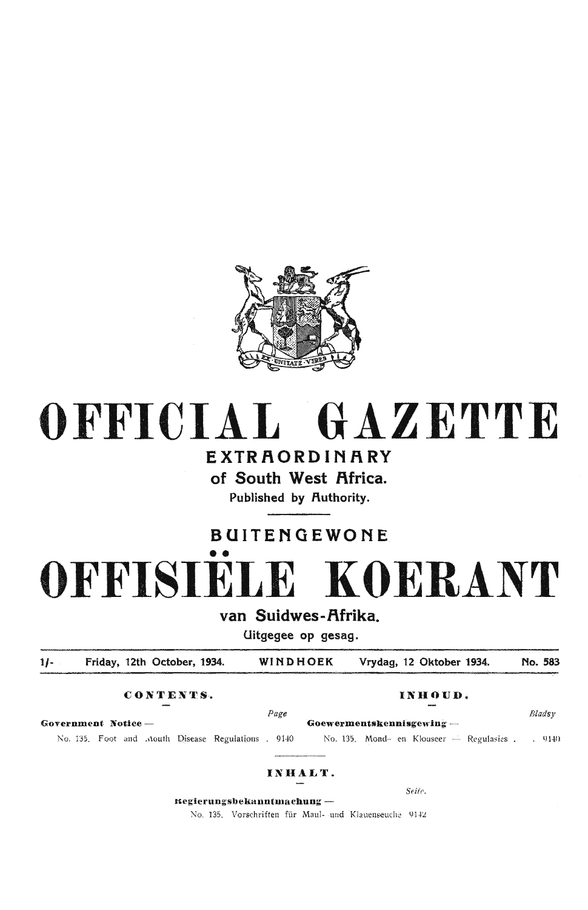# OFFICIAL GAZETTE

## EXTRAORDINARY

### of South West Africa.

Published by Authority.

## BUITENGEWONE

# OFFISIËLE KOERANT

### van Suidwes-Afrika.

Uitgegee op gesag.

| 1/- | Friday, 12th October, 1934. | WINDHOEK | Vrydag, 12 Oktober 1934. | No. 583 |
|---|---|---|---|---|

**CONTENTS.**

| | Page |
|---|---|
| **Government Notice —** | |
| No. 135. Foot and Mouth Disease Regulations | 9140 |

**INHOUD.**

| | Bladsy |
|---|---|
| **Goewermentskennisgewing —** | |
| No. 135. Mond- en Klouseer — Regulasies | 9140 |

**INHALT.**

| | Seite. |
|---|---|
| **Regierungsbekanntmachung —** | |
| No. 135. Vorschriften für Maul- und Klauenseuche | 9142 |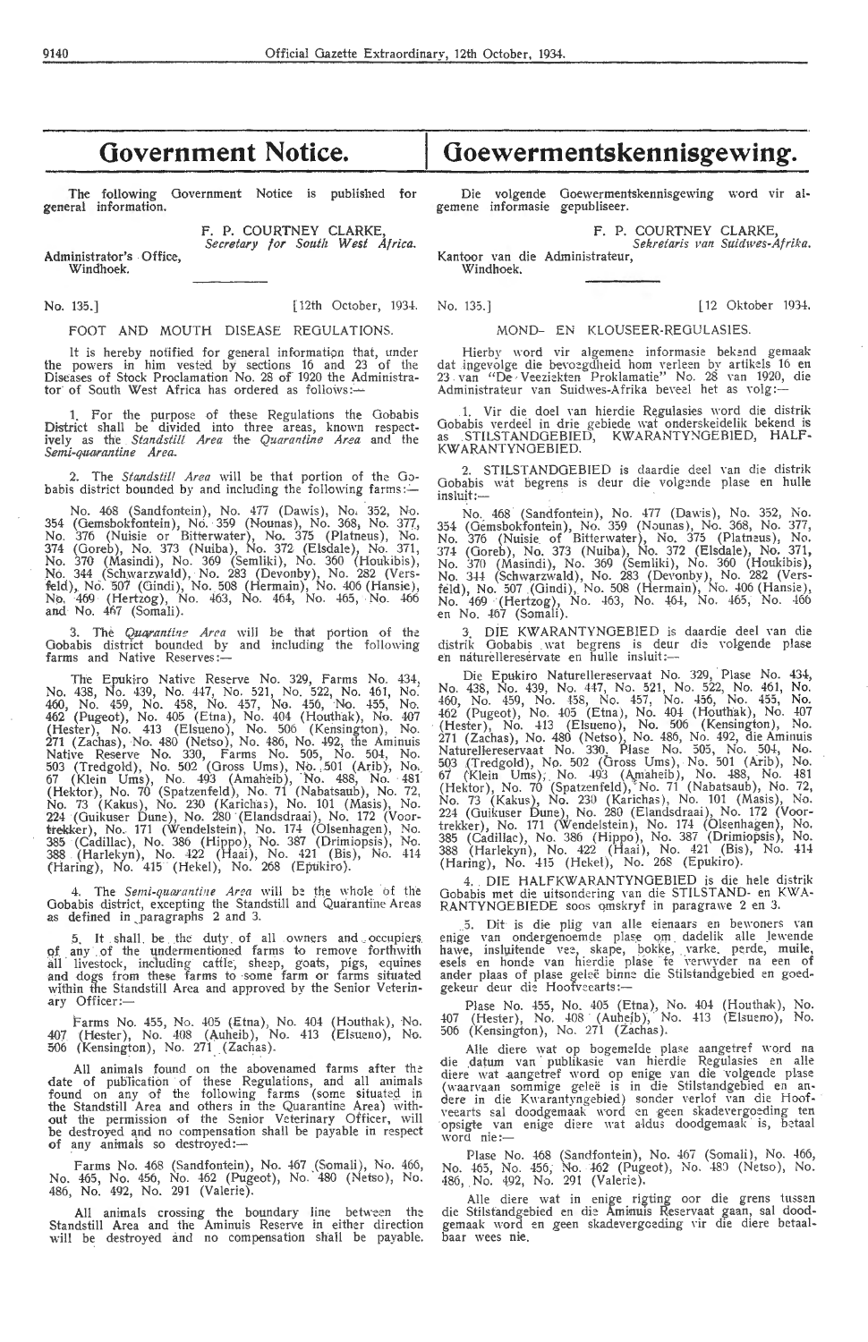# Government Notice.

The following Government Notice is published for general information.

F. P. COURTNEY CLARKE,
*Secretary for South West Africa.*

Administrator's Office,
Windhoek.

No. 135.] [12th October, 1934.

FOOT AND MOUTH DISEASE REGULATIONS.

It is hereby notified for general information that, under the powers in him vested by sections 16 and 23 of the Diseases of Stock Proclamation No. 28 of 1920 the Administrator of South West Africa has ordered as follows:—

1. For the purpose of these Regulations the Gobabis District shall be divided into three areas, known respectively as the *Standstill Area* the *Quarantine Area* and the *Semi-quarantine Area.*

2. The *Standstill Area* will be that portion of the Gobabis district bounded by and including the following farms:—

No. 468 (Sandfontein), No. 477 (Dawis), No. 352, No. 354 (Gemsbokfontein), No. 359 (Nounas), No. 368, No. 377, No. 376 (Nuisie or Bitterwater), No. 375 (Platneus), No. 374 (Goreb), No. 373 (Nuiba), No. 372 (Elsdale), No. 371, No. 370 (Masindi), No. 369 (Semliki), No. 360 (Houkibis), No. 344 (Schwarzwald), No. 283 (Devonby), No. 282 (Versfeld), No. 507 (Gindi), No. 508 (Hermain), No. 406 (Hansie), No. 469 (Hertzog), No. 463, No. 464, No. 465, No. 466 and No. 467 (Somali).

3. The *Quarantine Area* will be that portion of the Gobabis district bounded by and including the following farms and Native Reserves:—

The Epukiro Native Reserve No. 329, Farms No. 434, No. 438, No. 439, No. 447, No. 521, No. 522, No. 461, No. 460, No. 459, No. 458, No. 457, No. 456, No. 455, No. 462 (Pugeot), No. 405 (Etna), No. 404 (Houthak), No. 407 (Hester), No. 413 (Elsueno), No. 506 (Kensington), No. 271 (Zachas), No. 480 (Netso), No. 486, No. 492, the Aminuis Native Reserve No. 330, Farms No. 505, No. 504, No. 503 (Tredgold), No. 502 (Gross Ums), No. 501 (Arib), No. 67 (Klein Ums), No. 493 (Amaheib), No. 488, No. 481 (Hektor), No. 70 (Spatzenfeld), No. 71 (Nabatsaub), No. 72, No. 73 (Kakus), No. 230 (Karichas), No. 101 (Masis), No. 224 (Guikuser Dune), No. 280 (Elandsdraai), No. 172 (Voortrekker), No. 171 (Wendelstein), No. 174 (Olsenhagen), No. 385 (Cadillac), No. 386 (Hippo), No. 387 (Drimiopsis), No. 388 (Harlekyn), No. 422 (Haai), No. 421 (Bis), No. 414 (Haring), No. 415 (Hekel), No. 268 (Epukiro).

4. The *Semi-quarantine Area* will be the whole of the Gobabis district, excepting the Standstill and Quarantine Areas as defined in paragraphs 2 and 3.

5. It shall be the duty of all owners and occupiers of any of the undermentioned farms to remove forthwith all livestock, including cattle, sheep, goats, pigs, equines and dogs from these farms to some farm or farms situated within the Standstill Area and approved by the Senior Veterinary Officer:—

Farms No. 455, No. 405 (Etna), No. 404 (Houthak), No. 407 (Hester), No. 408 (Auheib), No. 413 (Elsueno), No. 506 (Kensington), No. 271 (Zachas).

All animals found on the abovenamed farms after the date of publication of these Regulations, and all animals found on any of the following farms (some situated in the Standstill Area and others in the Quarantine Area) without the permission of the Senior Veterinary Officer, will be destroyed and no compensation shall be payable in respect of any animals so destroyed:—

Farms No. 468 (Sandfontein), No. 467 (Somali), No. 466, No. 465, No. 456, No. 462 (Pugeot), No. 480 (Netso), No. 486, No. 492, No. 291 (Valerie).

All animals crossing the boundary line between the Standstill Area and the Aminuis Reserve in either direction will be destroyed and no compensation shall be payable.

# Goewermentskennisgewing.

Die volgende Goewermentskennisgewing word vir algemene informasie gepubliseer.

F. P. COURTNEY CLARKE,
*Sekretaris van Suidwes-Afrika.*

Kantoor van die Administrateur,
Windhoek.

No. 135.] [12 Oktober 1934.

MOND- EN KLOUSEER-REGULASIES.

Hierby word vir algemene informasie bekend gemaak dat ingevolge die bevoegdheid hom verleen by artikels 16 en 23 van "De Veeziekten Proklamatie" No. 28 van 1920, die Administrateur van Suidwes-Afrika beveel het as volg:—

1. Vir die doel van hierdie Regulasies word die distrik Gobabis verdeel in drie gebiede wat onderskeidelik bekend is as STILSTANDGEBIED, KWARANTYNGEBIED, HALF-KWARANTYNGEBIED.

2. STILSTANDGEBIED is daardie deel van die distrik Gobabis wat begrens is deur die volgende plase en hulle insluit:—

No. 468 (Sandfontein), No. 477 (Dawis), No. 352, No. 354 (Gemsbokfontein), No. 359 (Nounas), No. 368, No. 377, No. 376 (Nuisie of Bitterwater), No. 375 (Platneus), No. 374 (Goreb), No. 373 (Nuiba), No. 372 (Elsdale), No. 371, No. 370 (Masindi), No. 369 (Semliki), No. 360 (Houkibis), No. 344 (Schwarzwald), No. 283 (Devonby), No. 282 (Versfeld), No. 507 (Gindi), No. 508 (Hermain), No. 406 (Hansie), No. 469 (Hertzog), No. 463, No. 464, No. 465, No. 466 en No. 467 (Somali).

3. DIE KWARANTYNGEBIED is daardie deel van die distrik Gobabis wat begrens is deur die volgende plase en naturellereservate en hulle insluit:—

Die Epukiro Naturellereservaat No. 329, Plase No. 434, No. 438, No. 439, No. 447, No. 521, No. 522, No. 461, No. 460, No. 459, No. 458, No. 457, No. 456, No. 455, No. 462 (Pugeot), No. 405 (Etna), No. 404 (Houthak), No. 407 (Hester), No. 413 (Elsueno), No. 506 (Kensington), No. 271 (Zachas), No. 480 (Netso), No. 486, No. 492, die Aminuis Naturellereservaat No. 330, Plase No. 505, No. 504, No. 503 (Tredgold), No. 502 (Gross Ums), No. 501 (Arib), No. 67 (Klein Ums), No. 493 (Amaheib), No. 488, No. 481 (Hektor), No. 70 (Spatzenfeld), No. 71 (Nabatsaub), No. 72, No. 73 (Kakus), No. 230 (Karichas), No. 101 (Masis), No. 224 (Guikuser Dune), No. 280 (Elandsdraai), No. 172 (Voortrekker), No. 171 (Wendelstein), No. 174 (Olsenhagen), No. 385 (Cadillac), No. 386 (Hippo), No. 387 (Drimiopsis), No. 388 (Harlekyn), No. 422 (Haai), No. 421 (Bis), No. 414 (Haring), No. 415 (Hekel), No. 268 (Epukiro).

4. DIE HALFKWARANTYNGEBIED is die hele distrik Gobabis met die uitsondering van die STILSTAND- en KWARANTYNGEBIEDE soos omskryf in paragrawe 2 en 3.

5. Dit is die plig van alle eienaars en bewoners van enige van ondergenoemde plase om dadelik alle lewende hawe, insluitende vee, skape, bokke, varke, perde, muile, esels en honde van hierdie plase te verwyder na een of ander plaas of plase geleë binne die Stilstandgebied en goedgekeur deur die Hoofveearts:—

Plase No. 455, No. 405 (Etna), No. 404 (Houthak), No. 407 (Hester), No. 408 (Auheib), No. 413 (Elsueno), No. 506 (Kensington), No. 271 (Zachas).

Alle diere wat op bogemelde plase aangetref word na die datum van publikasie van hierdie Regulasies en alle diere wat aangetref word op enige van die volgende plase (waarvaan sommige geleë is in die Stilstandgebied en andere in die Kwarantyngebied) sonder verlof van die Hoofveearts sal doodgemaak word en geen skadevergoeding ten opsigte van enige diere wat aldus doodgemaak is, betaal word nie:—

Plase No. 468 (Sandfontein), No. 467 (Somali), No. 466, No. 465, No. 456, No. 462 (Pugeot), No. 480 (Netso), No. 486, No. 492, No. 291 (Valerie).

Alle diere wat in enige rigting oor die grens tussen die Stilstandgebied en die Aminuis Reservaat gaan, sal doodgemaak word en geen skadevergoeding vir die diere betaalbaar wees nie.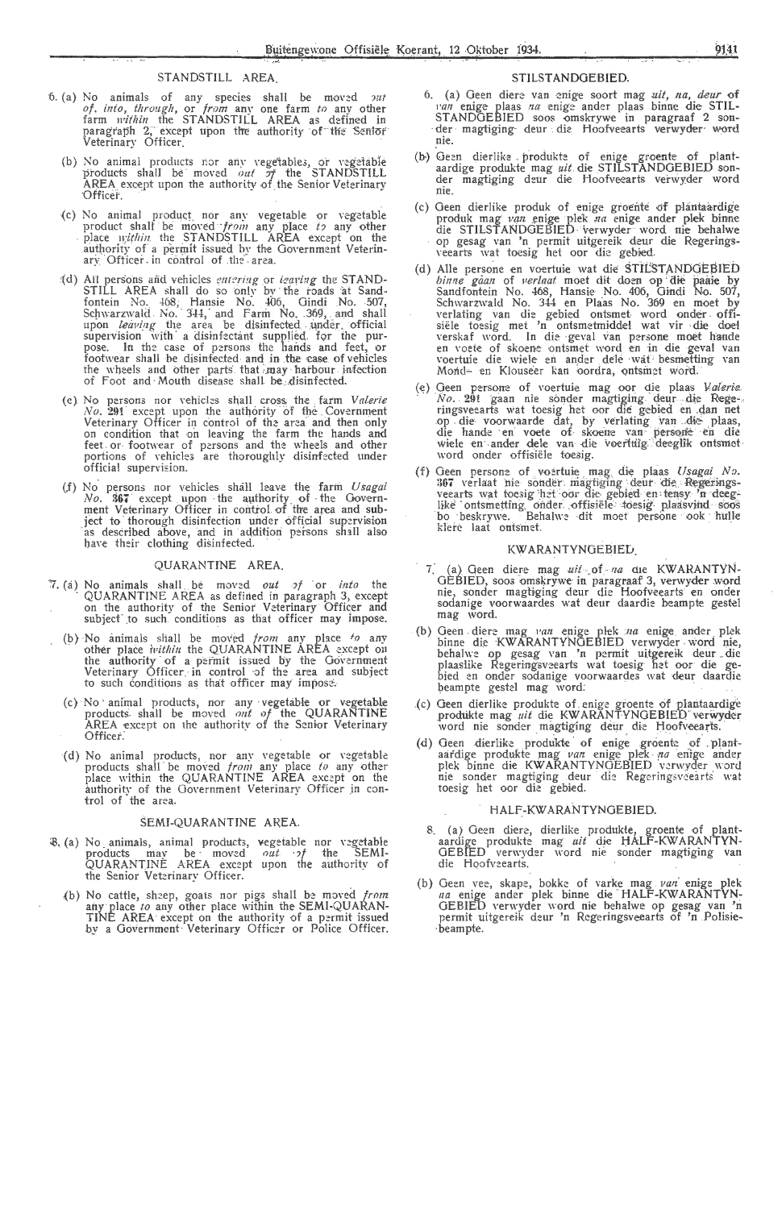## STANDSTILL AREA.

6. (a) No animals of any species shall be moved *out of, into, through*, or *from* any one farm *to* any other farm *within* the STANDSTILL AREA as defined in paragraph 2, except upon the authority of the Senior Veterinary Officer.

(b) No animal products nor any vegetables, or vegetable products shall be moved *out of* the STANDSTILL AREA except upon the authority of the Senior Veterinary Officer.

(c) No animal product nor any vegetable or vegetable product shall be moved *from* any place *to* any other place *within* the STANDSTILL AREA except on the authority of a permit issued by the Government Veterinary Officer in control of the area.

(d) All persons and vehicles *entering* or *leaving* the STANDSTILL AREA shall do so only by the roads at Sandfontein No. 468, Hansie No. 406, Gindi No. 507, Schwarzwald No. 344, and Farm No. 369, and shall upon *leaving* the area be disinfected under official supervision with a disinfectant supplied for the purpose. In the case of persons the hands and feet, or footwear shall be disinfected and in the case of vehicles the wheels and other parts that may harbour infection of Foot and Mouth disease shall be disinfected.

(e) No persons nor vehicles shall cross the farm *Valerie No. 291* except upon the authority of the Government Veterinary Officer in control of the area and then only on condition that on leaving the farm the hands and feet or footwear of persons and the wheels and other portions of vehicles are thoroughly disinfected under official supervision.

(f) No persons nor vehicles shall leave the farm *Usagai No. 367* except upon the authority of the Government Veterinary Officer in control of the area and subject to thorough disinfection under official supervision as described above, and in addition persons shall also have their clothing disinfected.

## QUARANTINE AREA.

7. (a) No animals shall be moved *out of* or *into* the QUARANTINE AREA as defined in paragraph 3, except on the authority of the Senior Veterinary Officer and subject to such conditions as that officer may impose.

(b) No animals shall be moved *from* any place *to* any other place *within* the QUARANTINE AREA except on the authority of a permit issued by the Government Veterinary Officer in control of the area and subject to such conditions as that officer may impose.

(c) No animal products, nor any vegetable or vegetable products shall be moved *out of* the QUARANTINE AREA except on the authority of the Senior Veterinary Officer.

(d) No animal products, nor any vegetable or vegetable products shall be moved *from* any place *to* any other place within the QUARANTINE AREA except on the authority of the Government Veterinary Officer in control of the area.

## SEMI-QUARANTINE AREA.

8. (a) No animals, animal products, vegetable nor vegetable products may be moved *out of* the SEMI-QUARANTINE AREA except upon the authority of the Senior Veterinary Officer.

(b) No cattle, sheep, goats nor pigs shall be moved *from* any place *to* any other place within the SEMI-QUARANTINE AREA except on the authority of a permit issued by a Government Veterinary Officer or Police Officer.

## STILSTANDGEBIED.

6. (a) Geen diere van enige soort mag *uit, na, deur* of *van* enige plaas *na* enige ander plaas binne die STILSTANDGEBIED soos omskrywe in paragraaf 2 sonder magtiging deur die Hoofveearts verwyder word nie.

(b) Geen dierlike produkte of enige groente of plantaardige produkte mag *uit* die STILSTANDGEBIED sonder magtiging deur die Hoofveearts verwyder word nie.

(c) Geen dierlike produk of enige groente of plantaardige produk mag *van* enige plek *na* enige ander plek binne die STILSTANDGEBIED verwyder word nie behalwe op gesag van 'n permit uitgereik deur die Regeringsveearts wat toesig het oor die gebied.

(d) Alle persone en voertuie wat die STILSTANDGEBIED *binne gaan* of *verlaat* moet dit doen op die paaie by Sandfontein No. 468, Hansie No. 406, Gindi No. 507, Schwarzwald No. 344 en Plaas No. 369 en moet by verlating van die gebied ontsmet word onder offisiële toesig met 'n ontsmetmiddel wat vir die doel verskaf word. In die geval van persone moet hande en voete of skoene ontsmet word en in die geval van voertuie die wiele en ander dele wat besmetting van Mond- en Klouseer kan oordra, ontsmet word.

(e) Geen persone of voertuie mag oor die plaas *Valerie No. 291* gaan nie sonder magtiging deur die Regeringsveearts wat toesig het oor die gebied en dan net op die voorwaarde dat, by verlating van die plaas, die hande en voete of skoene van persone en die wiele en ander dele van die voertuig deeglik ontsmet word onder offisiële toesig.

(f) Geen persone of voertuie mag die plaas *Usagai No. 367* verlaat nie sonder magtiging deur die Regeringsveearts wat toesig het oor die gebied en tensy 'n deeglike ontsmetting onder offisiële toesig plaasvind soos bo beskrywe. Behalwe dit moet persone ook hulle klere laat ontsmet.

## KWARANTYNGEBIED.

7. (a) Geen diere mag *uit* of *na* die KWARANTYNGEBIED, soos omskrywe in paragraaf 3, verwyder word nie, sonder magtiging deur die Hoofveearts en onder sodanige voorwaardes wat deur daardie beampte gestel mag word.

(b) Geen diere mag *van* enige plek *na* enige ander plek binne die KWARANTYNGEBIED verwyder word nie, behalwe op gesag van 'n permit uitgereik deur die plaaslike Regeringsveearts wat toesig het oor die gebied en onder sodanige voorwaardes wat deur daardie beampte gestel mag word.

(c) Geen dierlike produkte of enige groente of plantaardige produkte mag *uit* die KWARANTYNGEBIED verwyder word nie sonder magtiging deur die Hoofveearts.

(d) Geen dierlike produkte of enige groente of plantaardige produkte mag *van* enige plek *na* enige ander plek binne die KWARANTYNGEBIED verwyder word nie sonder magtiging deur die Regeringsveearts wat toesig het oor die gebied.

## HALF-KWARANTYNGEBIED.

8. (a) Geen diere, dierlike produkte, groente of plantaardige produkte mag *uit* die HALF-KWARANTYNGEBIED verwyder word nie sonder magtiging van die Hoofveearts.

(b) Geen vee, skape, bokke of varke mag *van* enige plek *na* enige ander plek binne die HALF-KWARANTYNGEBIED verwyder word nie behalwe op gesag van 'n permit uitgereik deur 'n Regeringsveearts of 'n Polisiebeampte.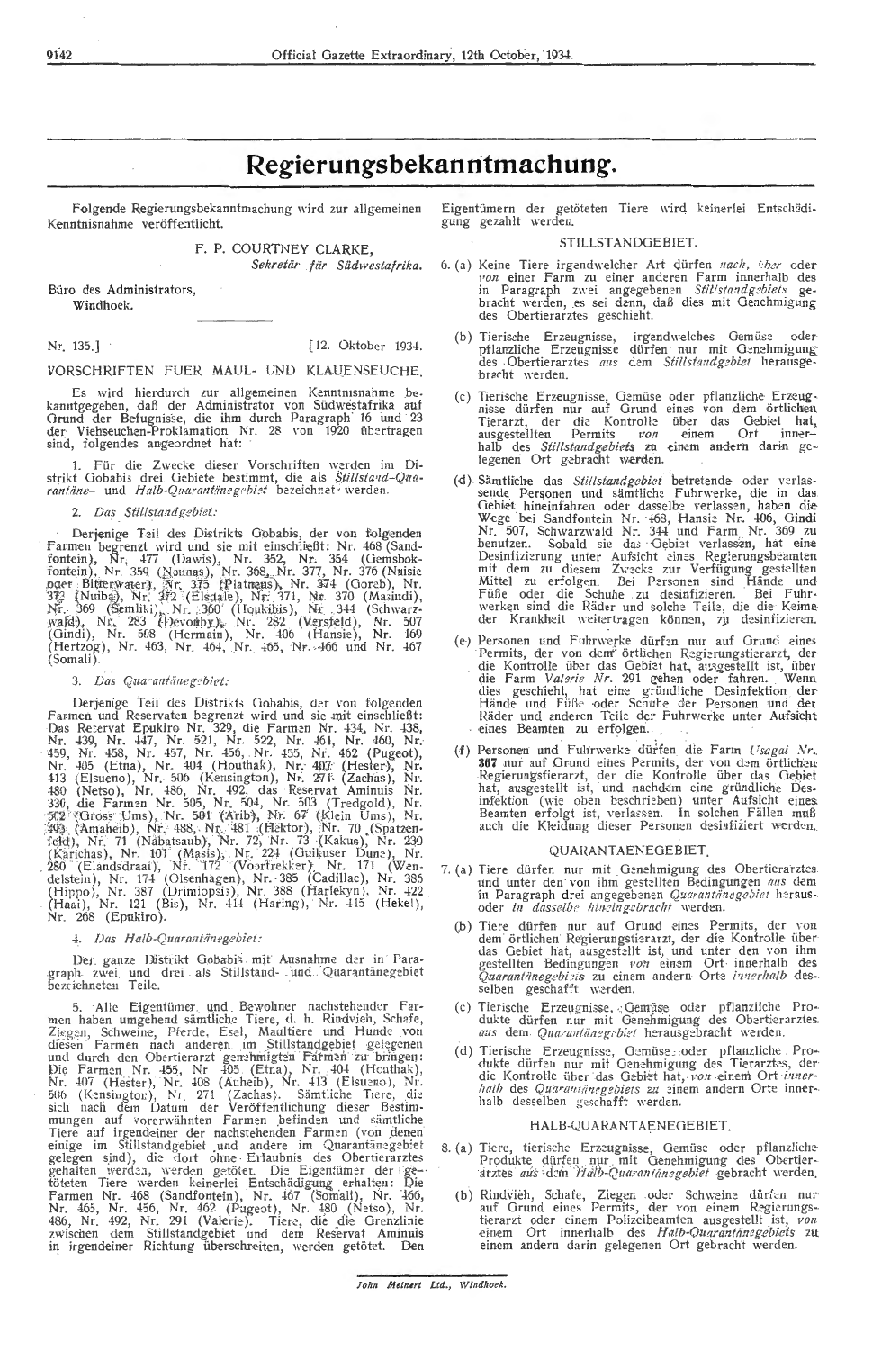# Regierungsbekanntmachung.

Folgende Regierungsbekanntmachung wird zur allgemeinen Kenntnisnahme veröffentlicht.

F. P. COURTNEY CLARKE,
*Sekretär für Südwestafrika.*

Büro des Administrators,
Windhoek.

Nr. 135.] [12. Oktober 1934.

VORSCHRIFTEN FUER MAUL- UND KLAUENSEUCHE.

Es wird hierdurch zur allgemeinen Kenntnisnahme bekanntgegeben, daß der Administrator von Südwestafrika auf Grund der Befugnisse, die ihm durch Paragraph 16 und 23 der Viehseuchen-Proklamation Nr. 28 von 1920 übertragen sind, folgendes angeordnet hat:

1. Für die Zwecke dieser Vorschriften werden im Distrikt Gobabis drei Gebiete bestimmt, die als *Stillstand-Quarantäne-* und *Halb-Quarantänegebiet* bezeichnet werden.

2. *Das Stillstandgebiet:*

Derjenige Teil des Distrikts Gobabis, der von folgenden Farmen begrenzt wird und sie mit einschließt: Nr. 468 (Sandfontein), Nr. 477 (Dawis), Nr. 352, Nr. 354 (Gemsbokfontein), Nr. 359 (Nounas), Nr. 368, Nr. 377, Nr. 376 (Nuisie oder Bitterwater), Nr. 375 (Platmaus), Nr. 374 (Goreb), Nr. 373 (Nuiba), Nr. 372 (Elsdale), Nr. 371, Nr. 370 (Masindi), Nr. 369 (Semliki), Nr. 360 (Houkibis), Nr. 344 (Schwarzwald), Nr. 283 (Devonby), Nr. 282 (Versfeld), Nr. 507 (Gindi), Nr. 508 (Hermain), Nr. 406 (Hansie), Nr. 469 (Hertzog), Nr. 463, Nr. 464, Nr. 465, Nr. 466 und Nr. 467 (Somali).

3. *Das Quarantänegebiet:*

Derjenige Teil des Distrikts Gobabis, der von folgenden Farmen und Reservaten begrenzt wird und sie mit einschließt: Das Reservat Epukiro Nr. 329, die Farmen Nr. 434, Nr. 438, Nr. 439, Nr. 447, Nr. 521, Nr. 522, Nr. 461, Nr. 460, Nr. 459, Nr. 458, Nr. 457, Nr. 456, Nr. 455, Nr. 462 (Pugeot), Nr. 405 (Etna), Nr. 404 (Houthak), Nr. 407 (Hester), Nr. 413 (Elsueno), Nr. 506 (Kensington), Nr. 271 (Zachas), Nr. 480 (Netso), Nr. 486, Nr. 492, das Reservat Aminuis Nr. 336, die Farmen Nr. 505, Nr. 504, Nr. 503 (Tredgold), Nr. 502 (Gross Ums), Nr. 501 (Arib), Nr. 67 (Klein Ums), Nr. 493 (Amaheib), Nr. 488, Nr. 481 (Hektor), Nr. 70 (Spatzenfeld), Nr. 71 (Nabatsaub), Nr. 72, Nr. 73 (Kakus), Nr. 230 (Karichas), Nr. 101 (Masis), Nr. 224 (Guikuser Dune), Nr. 280 (Elandsdraai), Nr. 172 (Voortrekker), Nr. 171 (Wendelstein), Nr. 174 (Olsenhagen), Nr. 385 (Cadillac), Nr. 386 (Hippo), Nr. 387 (Drimiopsis), Nr. 388 (Harlekyn), Nr. 422 (Haai), Nr. 421 (Bis), Nr. 414 (Haring), Nr. 415 (Hekel), Nr. 268 (Epukiro).

4. *Das Halb-Quarantänegebiet:*

Der ganze Distrikt Gobabis mit Ausnahme der in Paragraph zwei und drei als Stillstand- und Quarantänegebiet bezeichneten Teile.

5. Alle Eigentümer und Bewohner nachstehender Farmen haben umgehend sämtliche Tiere, d. h. Rindvieh, Schafe, Ziegen, Schweine, Pferde, Esel, Maultiere und Hunde von diesen Farmen nach anderen im Stillstandgebiet gelegenen und durch den Obertierarzt genehmigten Farmen zu bringen: Die Farmen Nr. 455, Nr. 405 (Etna), Nr. 404 (Houthak), Nr. 407 (Hester), Nr. 408 (Auheib), Nr. 413 (Elsueno), Nr. 506 (Kensington), Nr. 271 (Zachas). Sämtliche Tiere, die sich nach dem Datum der Veröffentlichung dieser Bestimmungen auf vorerwähnten Farmen befinden und sämtliche Tiere auf irgendeiner der nachstehenden Farmen (von denen einige im Stillstandgebiet und andere im Quarantänegebiet gelegen sind), die dort ohne Erlaubnis des Obertierarztes gehalten werden, werden getötet. Die Eigentümer der getöteten Tiere werden keinerlei Entschädigung erhalten: Die Farmen Nr. 468 (Sandfontein), Nr. 467 (Somali), Nr. 466, Nr. 465, Nr. 456, Nr. 462 (Pugeot), Nr. 480 (Netso), Nr. 486, Nr. 492, Nr. 291 (Valerie). Tiere, die die Grenzlinie zwischen dem Stillstandgebiet und dem Reservat Aminuis in irgendeiner Richtung überschreiten, werden getötet. Den Eigentümern der getöteten Tiere wird keinerlei Entschädigung gezahlt werden.

STILLSTANDGEBIET.

6. (a) Keine Tiere irgendwelcher Art dürfen *nach*, *über* oder *von* einer Farm zu einer anderen Farm innerhalb des in Paragraph zwei angegebenen *Stillstandgebiets* gebracht werden, es sei denn, daß dies mit Genehmigung des Obertierarztes geschieht.

(b) Tierische Erzeugnisse, irgendwelches Gemüse oder pflanzliche Erzeugnisse dürfen nur mit Genehmigung des Obertierarztes *aus* dem *Stillstandgebiet* herausgebracht werden.

(c) Tierische Erzeugnisse, Gemüse oder pflanzliche Erzeugnisse dürfen nur auf Grund eines von dem örtlichen Tierarzt, der die Kontrolle über das Gebiet hat, ausgestellten Permits *von* einem Ort innerhalb des *Stillstandgebiets zu* einem andern darin gelegenen Ort gebracht werden.

(d) Sämtliche das *Stillstandgebiet* betretende oder verlassende Personen und sämtliche Fuhrwerke, die in das Gebiet hineinfahren oder dasselbe verlassen, haben die Wege bei Sandfontein Nr. 468, Hansie Nr. 406, Gindi Nr. 507, Schwarzwald Nr. 344 und Farm Nr. 369 zu benutzen. Sobald sie das Gebiet verlassen, hat eine Desinfizierung unter Aufsicht eines Regierungsbeamten mit dem zu diesem Zwecke zur Verfügung gestellten Mittel zu erfolgen. Bei Personen sind Hände und Füße oder die Schuhe zu desinfizieren. Bei Fuhrwerken sind die Räder und solche Teile, die die Keime der Krankheit weitertragen können, zu desinfizieren.

(e) Personen und Fuhrwerke dürfen nur auf Grund eines Permits, der von dem örtlichen Regierungstierarzt, der die Kontrolle über das Gebiet hat, ausgestellt ist, über die Farm *Valerie Nr.* 291 gehen oder fahren. Wenn dies geschieht, hat eine gründliche Desinfektion der Hände und Füße oder Schuhe der Personen und der Räder und anderen Teile der Fuhrwerke unter Aufsicht eines Beamten zu erfolgen.

(f) Personen und Fuhrwerke dürfen die Farm *Usagai Nr.* **367** nur auf Grund eines Permits, der von dem örtlichen Regierungstierarzt, der die Kontrolle über das Gebiet hat, ausgestellt ist, und nachdem eine gründliche Desinfektion (wie oben beschrieben) unter Aufsicht eines Beamten erfolgt ist, verlassen. In solchen Fällen muß auch die Kleidung dieser Personen desinfiziert werden.

QUARANTAENEGEBIET.

7. (a) Tiere dürfen nur mit Genehmigung des Obertierarztes und unter den von ihm gestellten Bedingungen *aus* dem in Paragraph drei angegebenen *Quarantänegebiet* herausoder *in dasselbe hineingebracht* werden.

(b) Tiere dürfen nur auf Grund eines Permits, der von dem örtlichen Regierungstierarzt, der die Kontrolle über das Gebiet hat, ausgestellt ist, und unter den von ihm gestellten Bedingungen *von* einem Ort innerhalb des *Quarantänegebiets* zu einem andern Orte *innerhalb* desselben geschafft werden.

(c) Tierische Erzeugnisse, Gemüse oder pflanzliche Produkte dürfen nur mit Genehmigung des Obertierarztes *aus* dem *Quarantänegebiet* herausgebracht werden.

(d) Tierische Erzeugnisse, Gemüse oder pflanzliche Produkte dürfen nur mit Genehmigung eines Tierarztes, der die Kontrolle über das Gebiet hat, *von* einem Ort *innerhalb* des *Quarantänegebiets zu* einem andern Orte innerhalb desselben geschafft werden.

HALB-QUARANTAENEGEBIET.

8. (a) Tiere, tierische Erzeugnisse, Gemüse oder pflanzliche Produkte dürfen nur mit Genehmigung des Obertierarztes *aus* dem *Halb-Quarantänegebiet* gebracht werden.

(b) Rindvieh, Schafe, Ziegen oder Schweine dürfen nur auf Grund eines Permits, der von einem Regierungstierarzt oder einem Polizeibeamten ausgestellt ist, *von* einem Ort innerhalb des *Halb-Quarantänegebiets zu* einem andern darin gelegenen Ort gebracht werden.

*John Meinert Ltd., Windhoek.*